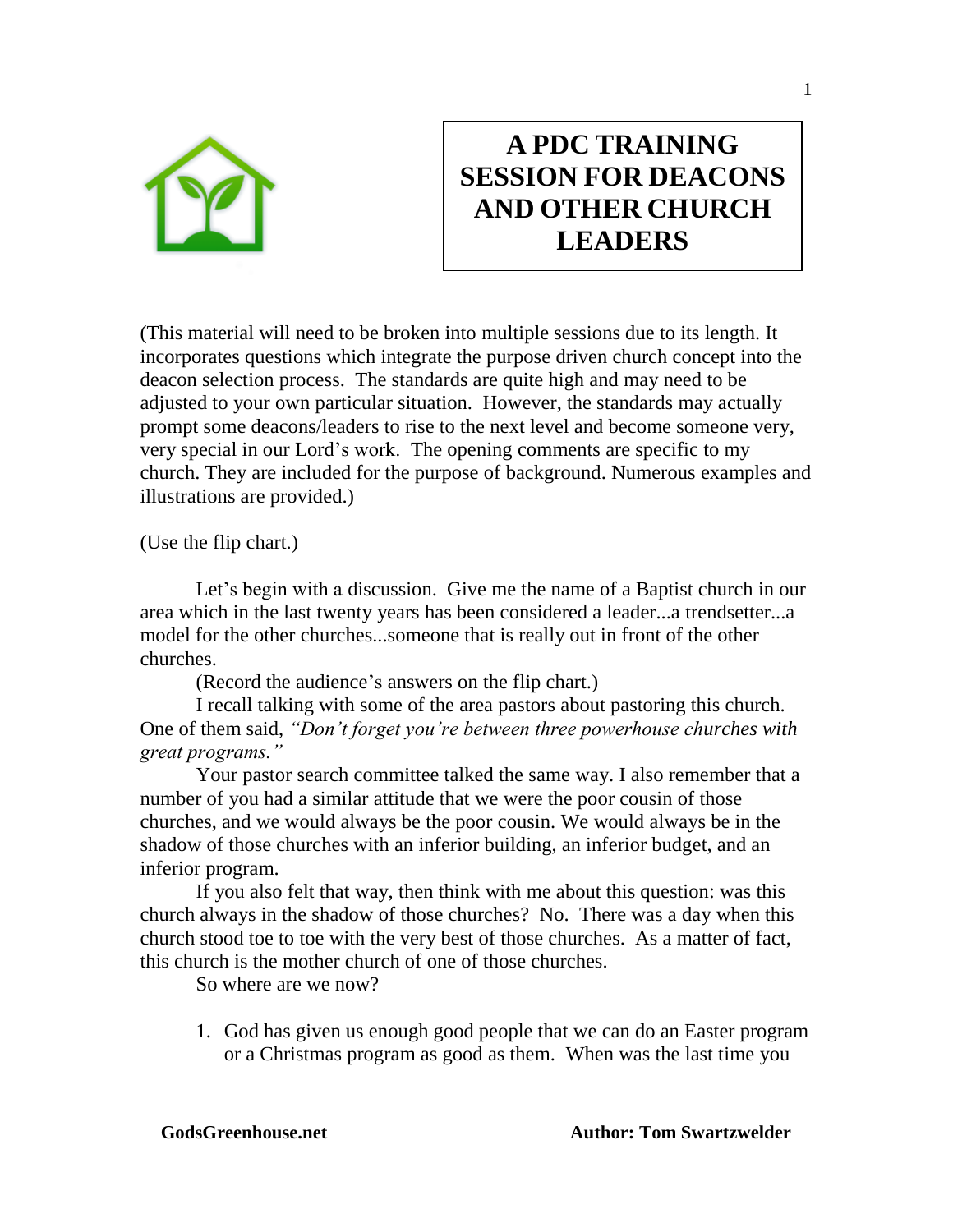# A PDC TRAINING SESSION FOR DEACONS AND OTHER CHURCH LEADERS

(This material will need to be broken into multiple sessions due to its length. It incorporates questions which integrate the purpose driven church concept into the deacon selection process. The standards are quite high and may need to be adjusted to your own particular situation. However, the standards may actually prompt some deacons/leaders to rise to the next level and become someone very, very special in our Lord's work. The opening comments are specific to my church. They are included for the purpose of background. Numerous examples and illustrations are provided.)

(Use the flip chart.)

Let's begin with a discussion. Give me the name of a Baptist church in our area which in the last twenty years has been considered a leader...a trendsetter...a model for the other churches...someone that is really out in front of the other churches.

(Record the audience's answers on the flip chart.)

I recall talking with some of the area pastors about pastoring this church. One of them said, *"Don't forget you're between three powerhouse churches with great programs."*

Your pastor search committee talked the same way. I also remember that a number of you had a similar attitude that we were the poor cousin of those churches, and we would always be the poor cousin. We would always be in the shadow of those churches with an inferior building, an inferior budget, and an inferior program.

If you also felt that way, then think with me about this question: was this church always in the shadow of those churches? No. There was a day when this church stood toe to toe with the very best of those churches. As a matter of fact, this church is the mother church of one of those churches.

So where are we now?

1. God has given us enough good people that we can do an Easter program or a Christmas program as good as them. When was the last time you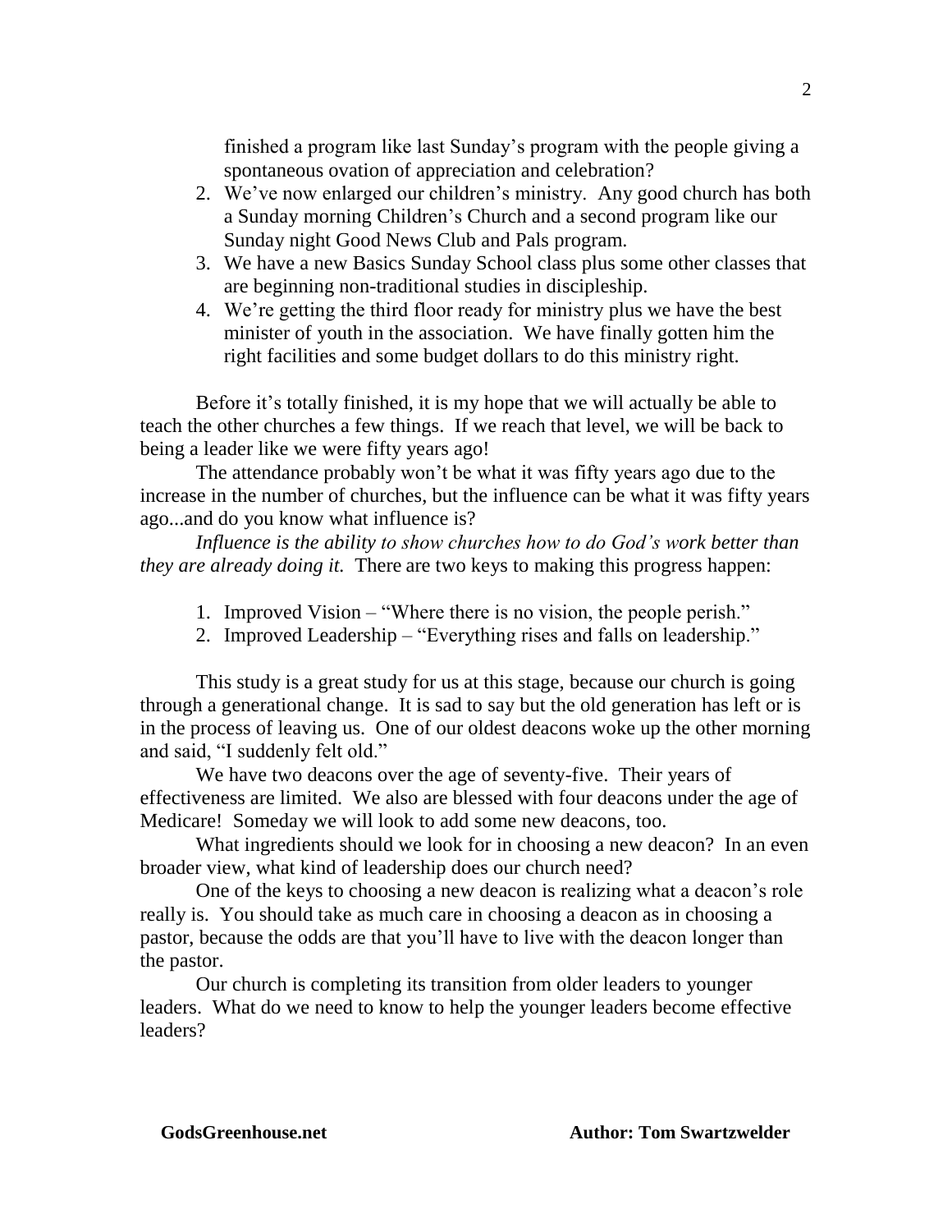finished a program like last Sunday's program with the people giving a spontaneous ovation of appreciation and celebration?

2. We've now enlarged our children's ministry. Any good church has both a Sunday morning Children's Church and a second program like our Sunday night Good News Club and Pals program.
3. We have a new Basics Sunday School class plus some other classes that are beginning non-traditional studies in discipleship.
4. We're getting the third floor ready for ministry plus we have the best minister of youth in the association. We have finally gotten him the right facilities and some budget dollars to do this ministry right.

Before it's totally finished, it is my hope that we will actually be able to teach the other churches a few things. If we reach that level, we will be back to being a leader like we were fifty years ago!

The attendance probably won't be what it was fifty years ago due to the increase in the number of churches, but the influence can be what it was fifty years ago...and do you know what influence is?

*Influence is the ability to show churches how to do God's work better than they are already doing it.* There are two keys to making this progress happen:

1. Improved Vision – "Where there is no vision, the people perish."
2. Improved Leadership – "Everything rises and falls on leadership."

This study is a great study for us at this stage, because our church is going through a generational change. It is sad to say but the old generation has left or is in the process of leaving us. One of our oldest deacons woke up the other morning and said, "I suddenly felt old."

We have two deacons over the age of seventy-five. Their years of effectiveness are limited. We also are blessed with four deacons under the age of Medicare! Someday we will look to add some new deacons, too.

What ingredients should we look for in choosing a new deacon? In an even broader view, what kind of leadership does our church need?

One of the keys to choosing a new deacon is realizing what a deacon's role really is. You should take as much care in choosing a deacon as in choosing a pastor, because the odds are that you'll have to live with the deacon longer than the pastor.

Our church is completing its transition from older leaders to younger leaders. What do we need to know to help the younger leaders become effective leaders?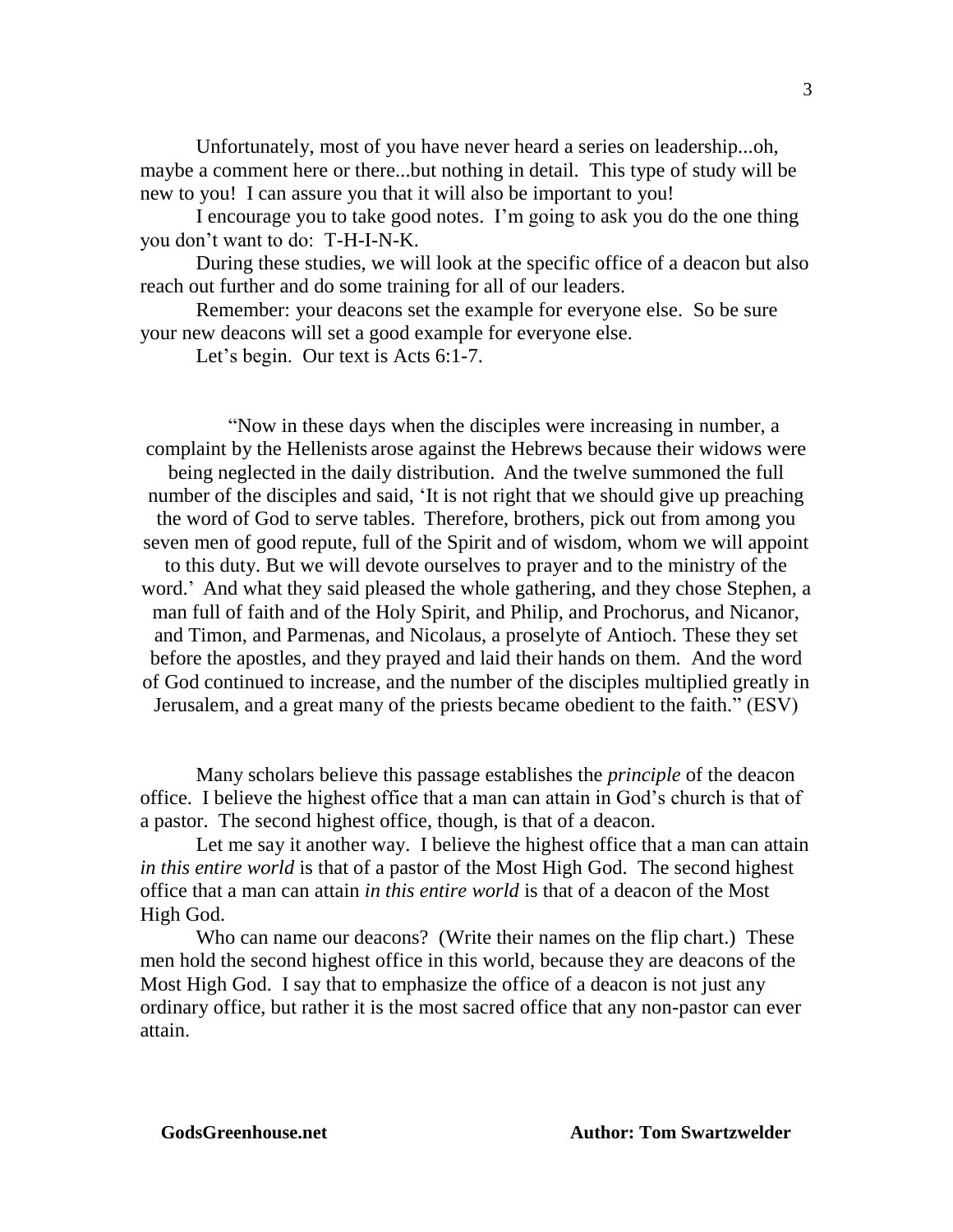Unfortunately, most of you have never heard a series on leadership...oh, maybe a comment here or there...but nothing in detail. This type of study will be new to you! I can assure you that it will also be important to you!

I encourage you to take good notes. I'm going to ask you do the one thing you don't want to do: T-H-I-N-K.

During these studies, we will look at the specific office of a deacon but also reach out further and do some training for all of our leaders.

Remember: your deacons set the example for everyone else. So be sure your new deacons will set a good example for everyone else.

Let's begin. Our text is Acts 6:1-7.

> "Now in these days when the disciples were increasing in number, a complaint by the Hellenists arose against the Hebrews because their widows were being neglected in the daily distribution. And the twelve summoned the full number of the disciples and said, 'It is not right that we should give up preaching the word of God to serve tables. Therefore, brothers, pick out from among you seven men of good repute, full of the Spirit and of wisdom, whom we will appoint to this duty. But we will devote ourselves to prayer and to the ministry of the word.' And what they said pleased the whole gathering, and they chose Stephen, a man full of faith and of the Holy Spirit, and Philip, and Prochorus, and Nicanor, and Timon, and Parmenas, and Nicolaus, a proselyte of Antioch. These they set before the apostles, and they prayed and laid their hands on them. And the word of God continued to increase, and the number of the disciples multiplied greatly in Jerusalem, and a great many of the priests became obedient to the faith." (ESV)

Many scholars believe this passage establishes the *principle* of the deacon office. I believe the highest office that a man can attain in God's church is that of a pastor. The second highest office, though, is that of a deacon.

Let me say it another way. I believe the highest office that a man can attain *in this entire world* is that of a pastor of the Most High God. The second highest office that a man can attain *in this entire world* is that of a deacon of the Most High God.

Who can name our deacons? (Write their names on the flip chart.) These men hold the second highest office in this world, because they are deacons of the Most High God. I say that to emphasize the office of a deacon is not just any ordinary office, but rather it is the most sacred office that any non-pastor can ever attain.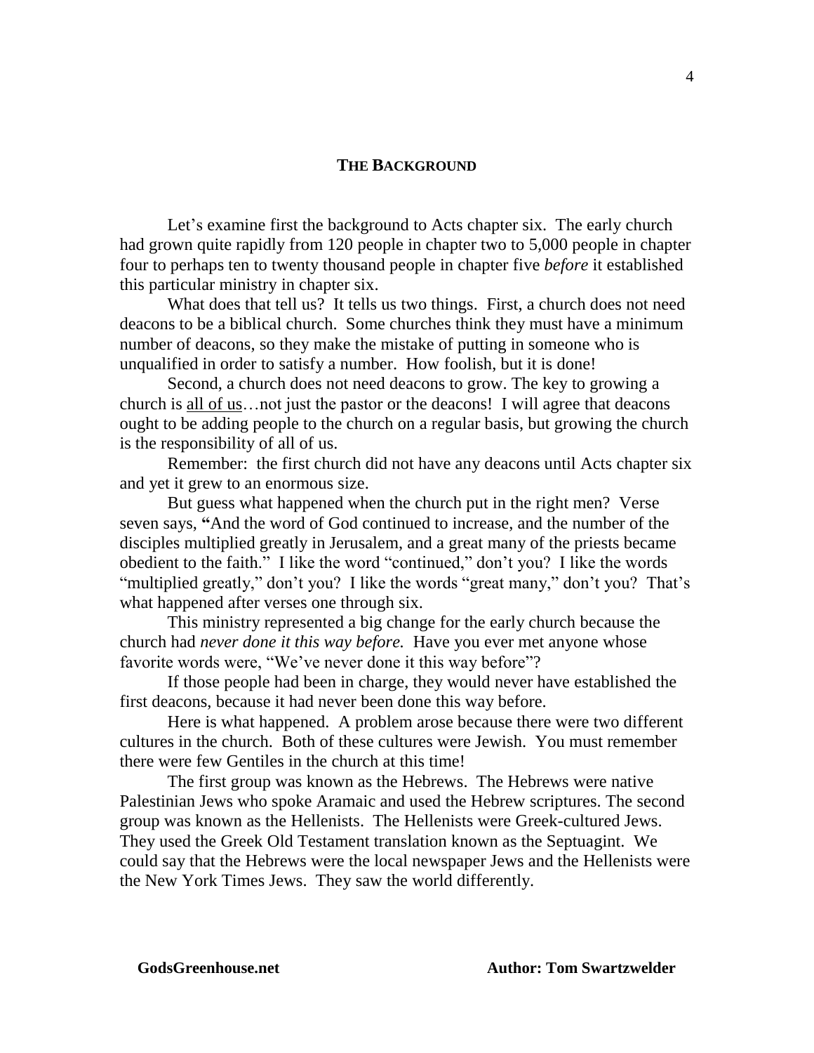## THE BACKGROUND

Let's examine first the background to Acts chapter six. The early church had grown quite rapidly from 120 people in chapter two to 5,000 people in chapter four to perhaps ten to twenty thousand people in chapter five *before* it established this particular ministry in chapter six.

What does that tell us? It tells us two things. First, a church does not need deacons to be a biblical church. Some churches think they must have a minimum number of deacons, so they make the mistake of putting in someone who is unqualified in order to satisfy a number. How foolish, but it is done!

Second, a church does not need deacons to grow. The key to growing a church is <u>all of us</u>…not just the pastor or the deacons! I will agree that deacons ought to be adding people to the church on a regular basis, but growing the church is the responsibility of all of us.

Remember: the first church did not have any deacons until Acts chapter six and yet it grew to an enormous size.

But guess what happened when the church put in the right men? Verse seven says, **"**And the word of God continued to increase, and the number of the disciples multiplied greatly in Jerusalem, and a great many of the priests became obedient to the faith." I like the word "continued," don't you? I like the words "multiplied greatly," don't you? I like the words "great many," don't you? That's what happened after verses one through six.

This ministry represented a big change for the early church because the church had *never done it this way before.* Have you ever met anyone whose favorite words were, "We've never done it this way before"?

If those people had been in charge, they would never have established the first deacons, because it had never been done this way before.

Here is what happened. A problem arose because there were two different cultures in the church. Both of these cultures were Jewish. You must remember there were few Gentiles in the church at this time!

The first group was known as the Hebrews. The Hebrews were native Palestinian Jews who spoke Aramaic and used the Hebrew scriptures. The second group was known as the Hellenists. The Hellenists were Greek-cultured Jews. They used the Greek Old Testament translation known as the Septuagint. We could say that the Hebrews were the local newspaper Jews and the Hellenists were the New York Times Jews. They saw the world differently.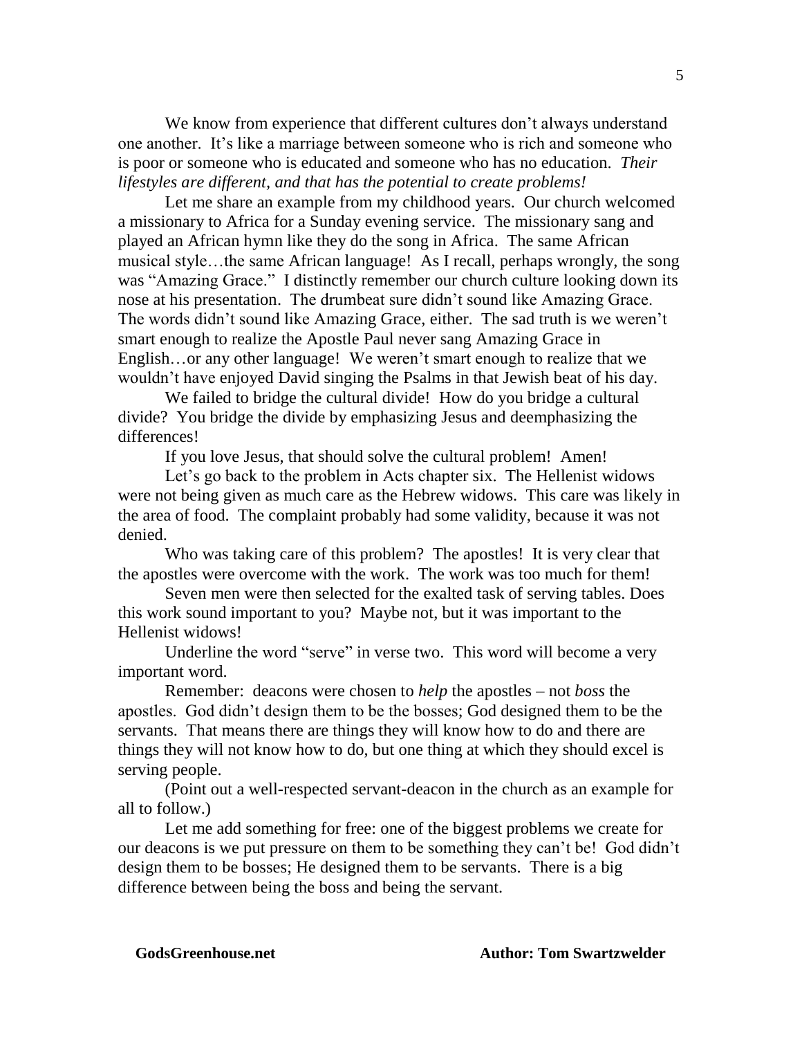We know from experience that different cultures don't always understand one another. It's like a marriage between someone who is rich and someone who is poor or someone who is educated and someone who has no education. *Their lifestyles are different, and that has the potential to create problems!*

Let me share an example from my childhood years. Our church welcomed a missionary to Africa for a Sunday evening service. The missionary sang and played an African hymn like they do the song in Africa. The same African musical style…the same African language! As I recall, perhaps wrongly, the song was "Amazing Grace." I distinctly remember our church culture looking down its nose at his presentation. The drumbeat sure didn't sound like Amazing Grace. The words didn't sound like Amazing Grace, either. The sad truth is we weren't smart enough to realize the Apostle Paul never sang Amazing Grace in English…or any other language! We weren't smart enough to realize that we wouldn't have enjoyed David singing the Psalms in that Jewish beat of his day.

We failed to bridge the cultural divide! How do you bridge a cultural divide? You bridge the divide by emphasizing Jesus and deemphasizing the differences!

If you love Jesus, that should solve the cultural problem! Amen!

Let's go back to the problem in Acts chapter six. The Hellenist widows were not being given as much care as the Hebrew widows. This care was likely in the area of food. The complaint probably had some validity, because it was not denied.

Who was taking care of this problem? The apostles! It is very clear that the apostles were overcome with the work. The work was too much for them!

Seven men were then selected for the exalted task of serving tables. Does this work sound important to you? Maybe not, but it was important to the Hellenist widows!

Underline the word "serve" in verse two. This word will become a very important word.

Remember: deacons were chosen to *help* the apostles – not *boss* the apostles. God didn't design them to be the bosses; God designed them to be the servants. That means there are things they will know how to do and there are things they will not know how to do, but one thing at which they should excel is serving people.

(Point out a well-respected servant-deacon in the church as an example for all to follow.)

Let me add something for free: one of the biggest problems we create for our deacons is we put pressure on them to be something they can't be! God didn't design them to be bosses; He designed them to be servants. There is a big difference between being the boss and being the servant.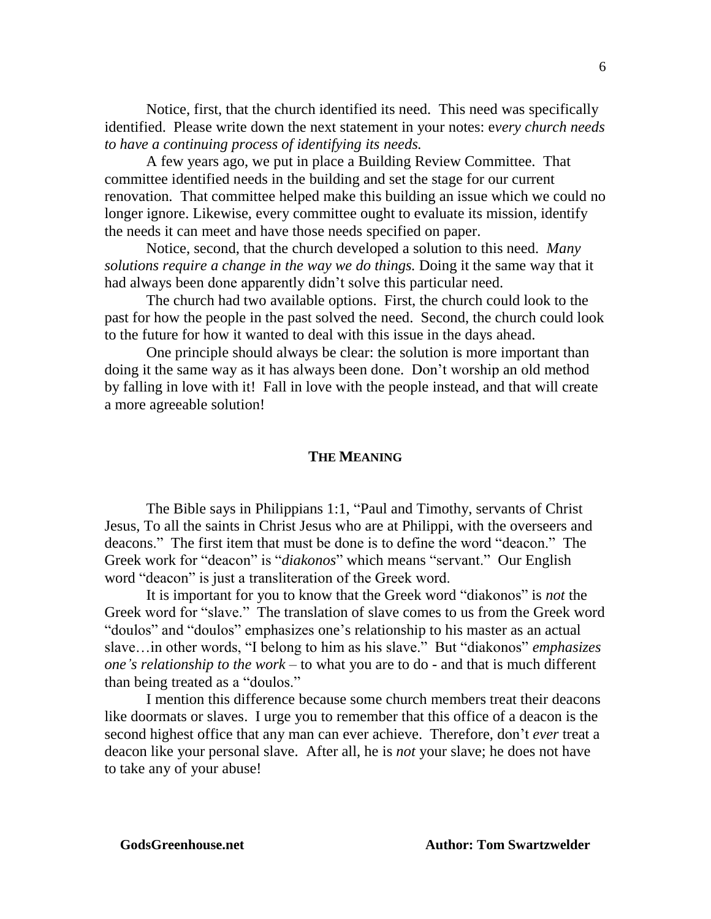Notice, first, that the church identified its need. This need was specifically identified. Please write down the next statement in your notes: e*very church needs to have a continuing process of identifying its needs.*

A few years ago, we put in place a Building Review Committee. That committee identified needs in the building and set the stage for our current renovation. That committee helped make this building an issue which we could no longer ignore. Likewise, every committee ought to evaluate its mission, identify the needs it can meet and have those needs specified on paper.

Notice, second, that the church developed a solution to this need. *Many solutions require a change in the way we do things.* Doing it the same way that it had always been done apparently didn't solve this particular need.

The church had two available options. First, the church could look to the past for how the people in the past solved the need. Second, the church could look to the future for how it wanted to deal with this issue in the days ahead.

One principle should always be clear: the solution is more important than doing it the same way as it has always been done. Don't worship an old method by falling in love with it! Fall in love with the people instead, and that will create a more agreeable solution!

## THE MEANING

The Bible says in Philippians 1:1, "Paul and Timothy, servants of Christ Jesus, To all the saints in Christ Jesus who are at Philippi, with the overseers and deacons." The first item that must be done is to define the word "deacon." The Greek work for "deacon" is "*diakonos*" which means "servant." Our English word "deacon" is just a transliteration of the Greek word.

It is important for you to know that the Greek word "diakonos" is *not* the Greek word for "slave." The translation of slave comes to us from the Greek word "doulos" and "doulos" emphasizes one's relationship to his master as an actual slave…in other words, "I belong to him as his slave." But "diakonos" *emphasizes one's relationship to the work* – to what you are to do - and that is much different than being treated as a "doulos."

I mention this difference because some church members treat their deacons like doormats or slaves. I urge you to remember that this office of a deacon is the second highest office that any man can ever achieve. Therefore, don't *ever* treat a deacon like your personal slave. After all, he is *not* your slave; he does not have to take any of your abuse!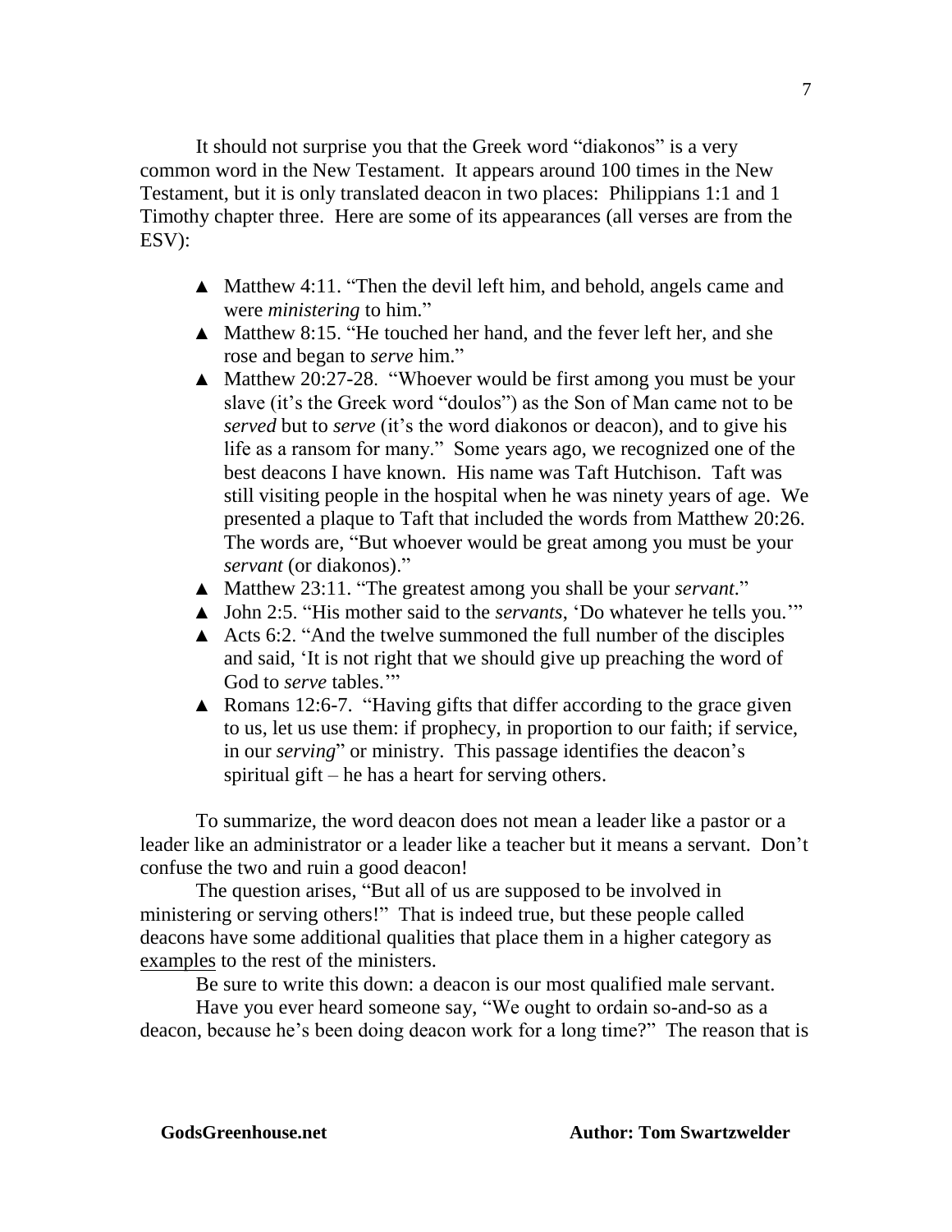It should not surprise you that the Greek word "diakonos" is a very common word in the New Testament. It appears around 100 times in the New Testament, but it is only translated deacon in two places: Philippians 1:1 and 1 Timothy chapter three. Here are some of its appearances (all verses are from the ESV):

- Matthew 4:11. "Then the devil left him, and behold, angels came and were *ministering* to him."
- Matthew 8:15. "He touched her hand, and the fever left her, and she rose and began to *serve* him."
- Matthew 20:27-28. "Whoever would be first among you must be your slave (it's the Greek word "doulos") as the Son of Man came not to be *served* but to *serve* (it's the word diakonos or deacon), and to give his life as a ransom for many." Some years ago, we recognized one of the best deacons I have known. His name was Taft Hutchison. Taft was still visiting people in the hospital when he was ninety years of age. We presented a plaque to Taft that included the words from Matthew 20:26. The words are, "But whoever would be great among you must be your *servant* (or diakonos)."
- Matthew 23:11. "The greatest among you shall be your *servant*."
- John 2:5. "His mother said to the *servants*, 'Do whatever he tells you.'"
- Acts 6:2. "And the twelve summoned the full number of the disciples and said, 'It is not right that we should give up preaching the word of God to *serve* tables.'"
- Romans 12:6-7. "Having gifts that differ according to the grace given to us, let us use them: if prophecy, in proportion to our faith; if service, in our *serving*" or ministry. This passage identifies the deacon's spiritual gift – he has a heart for serving others.

To summarize, the word deacon does not mean a leader like a pastor or a leader like an administrator or a leader like a teacher but it means a servant. Don't confuse the two and ruin a good deacon!

The question arises, "But all of us are supposed to be involved in ministering or serving others!" That is indeed true, but these people called deacons have some additional qualities that place them in a higher category as <u>examples</u> to the rest of the ministers.

Be sure to write this down: a deacon is our most qualified male servant.

Have you ever heard someone say, "We ought to ordain so-and-so as a deacon, because he's been doing deacon work for a long time?" The reason that is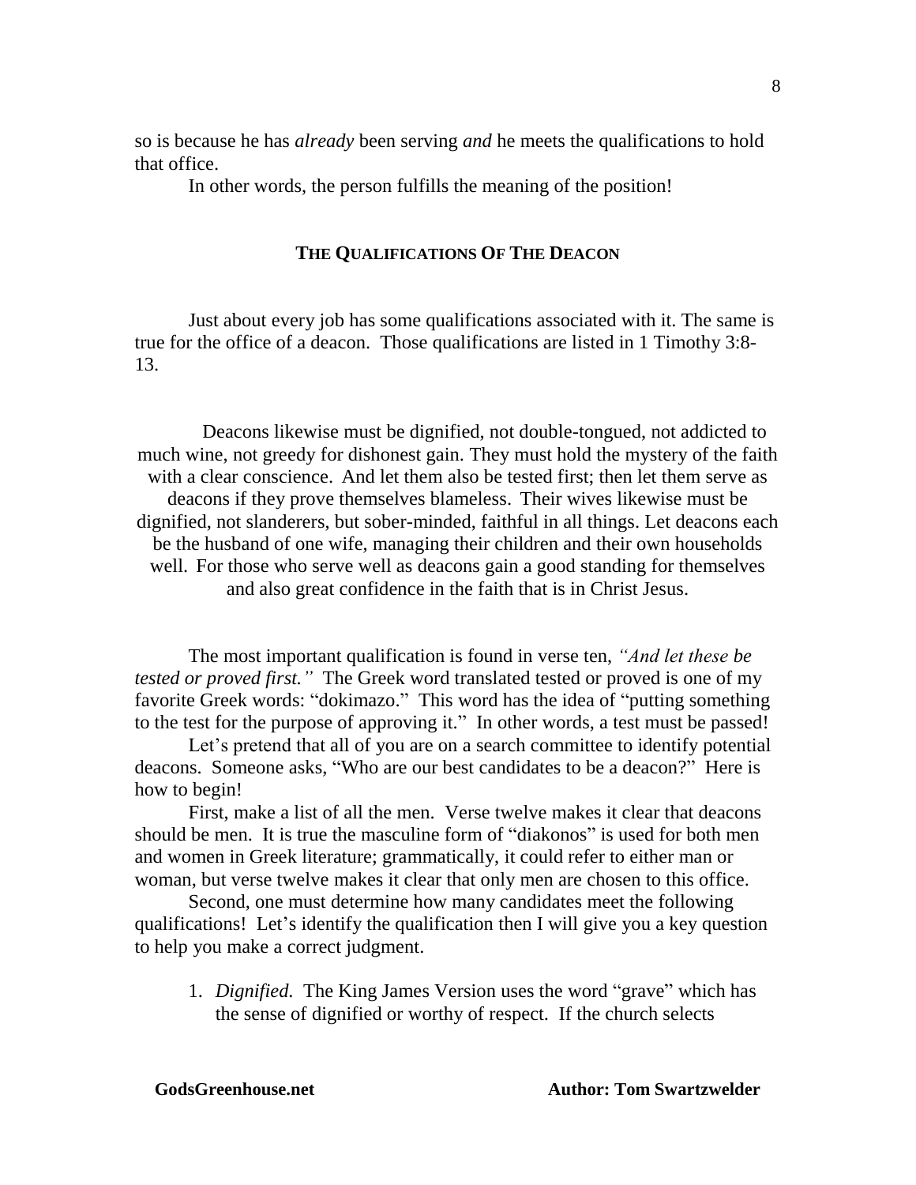so is because he has *already* been serving *and* he meets the qualifications to hold that office.

In other words, the person fulfills the meaning of the position!

### THE QUALIFICATIONS OF THE DEACON

Just about every job has some qualifications associated with it. The same is true for the office of a deacon. Those qualifications are listed in 1 Timothy 3:8-13.

> Deacons likewise must be dignified, not double-tongued, not addicted to much wine, not greedy for dishonest gain. They must hold the mystery of the faith with a clear conscience. And let them also be tested first; then let them serve as deacons if they prove themselves blameless. Their wives likewise must be dignified, not slanderers, but sober-minded, faithful in all things. Let deacons each be the husband of one wife, managing their children and their own households well. For those who serve well as deacons gain a good standing for themselves and also great confidence in the faith that is in Christ Jesus.

The most important qualification is found in verse ten, *"And let these be tested or proved first."* The Greek word translated tested or proved is one of my favorite Greek words: "dokimazo." This word has the idea of "putting something to the test for the purpose of approving it." In other words, a test must be passed!

Let's pretend that all of you are on a search committee to identify potential deacons. Someone asks, "Who are our best candidates to be a deacon?" Here is how to begin!

First, make a list of all the men. Verse twelve makes it clear that deacons should be men. It is true the masculine form of "diakonos" is used for both men and women in Greek literature; grammatically, it could refer to either man or woman, but verse twelve makes it clear that only men are chosen to this office.

Second, one must determine how many candidates meet the following qualifications! Let's identify the qualification then I will give you a key question to help you make a correct judgment.

1. *Dignified.* The King James Version uses the word "grave" which has the sense of dignified or worthy of respect. If the church selects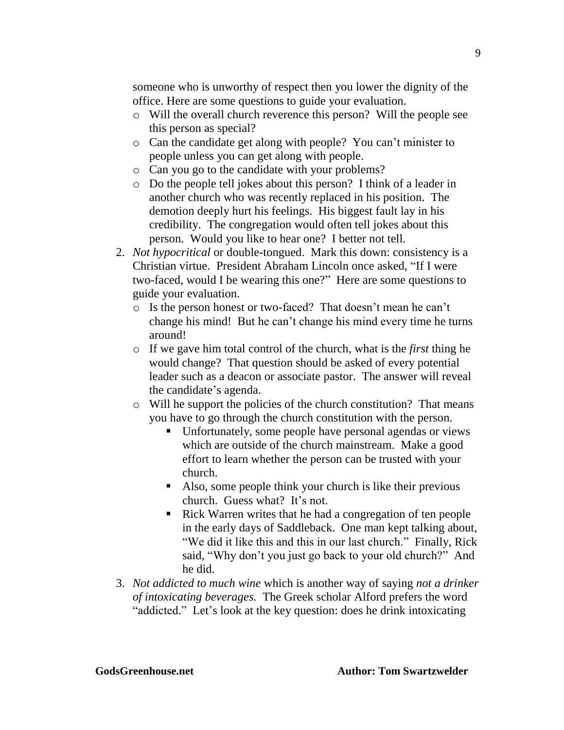someone who is unworthy of respect then you lower the dignity of the office. Here are some questions to guide your evaluation.

- Will the overall church reverence this person? Will the people see this person as special?
- Can the candidate get along with people? You can't minister to people unless you can get along with people.
- Can you go to the candidate with your problems?
- Do the people tell jokes about this person? I think of a leader in another church who was recently replaced in his position. The demotion deeply hurt his feelings. His biggest fault lay in his credibility. The congregation would often tell jokes about this person. Would you like to hear one? I better not tell.

2. *Not hypocritical* or double-tongued. Mark this down: consistency is a Christian virtue. President Abraham Lincoln once asked, "If I were two-faced, would I be wearing this one?" Here are some questions to guide your evaluation.
   - Is the person honest or two-faced? That doesn't mean he can't change his mind! But he can't change his mind every time he turns around!
   - If we gave him total control of the church, what is the *first* thing he would change? That question should be asked of every potential leader such as a deacon or associate pastor. The answer will reveal the candidate's agenda.
   - Will he support the policies of the church constitution? That means you have to go through the church constitution with the person.
     - Unfortunately, some people have personal agendas or views which are outside of the church mainstream. Make a good effort to learn whether the person can be trusted with your church.
     - Also, some people think your church is like their previous church. Guess what? It's not.
     - Rick Warren writes that he had a congregation of ten people in the early days of Saddleback. One man kept talking about, "We did it like this and this in our last church." Finally, Rick said, "Why don't you just go back to your old church?" And he did.
3. *Not addicted to much wine* which is another way of saying *not a drinker of intoxicating beverages.* The Greek scholar Alford prefers the word "addicted." Let's look at the key question: does he drink intoxicating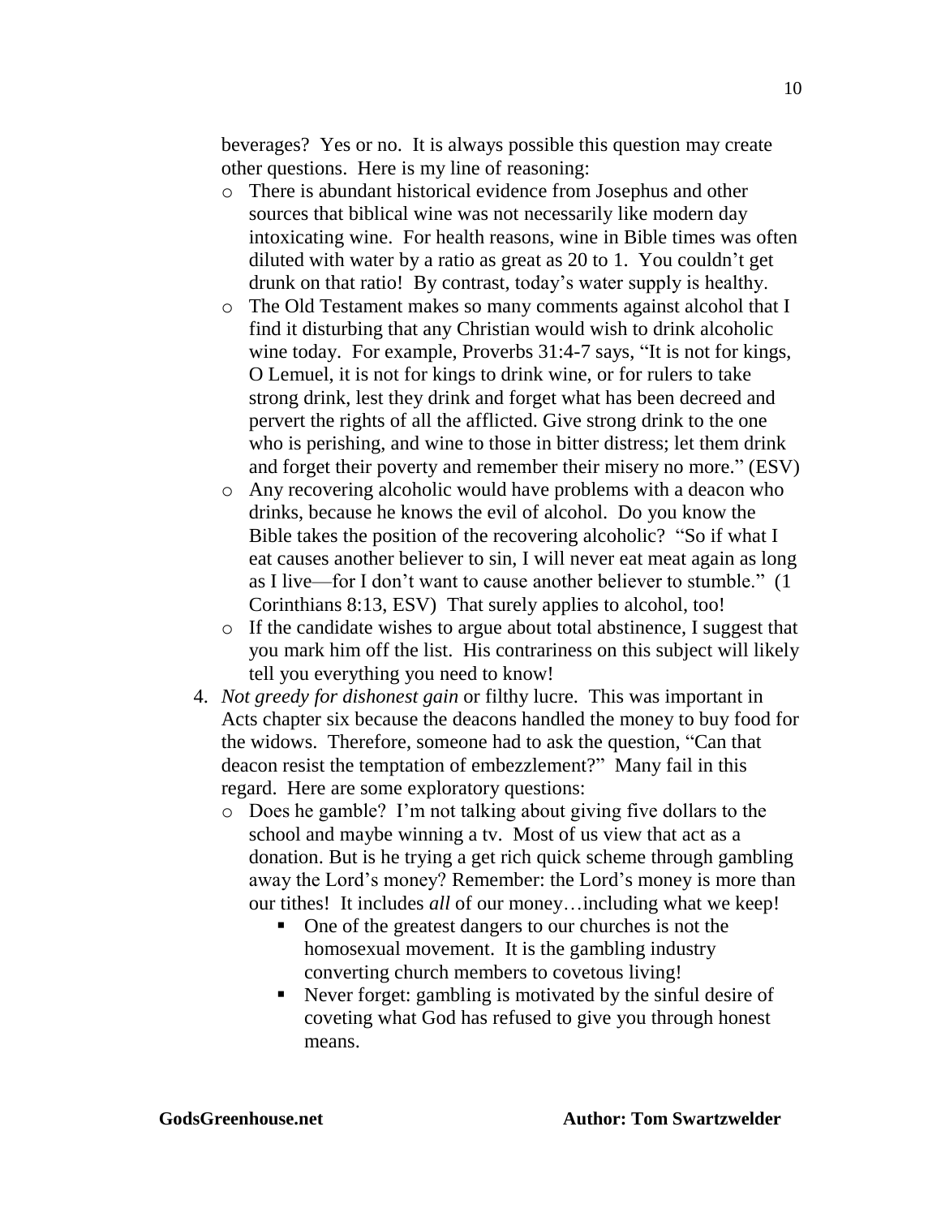beverages? Yes or no. It is always possible this question may create other questions. Here is my line of reasoning:

- There is abundant historical evidence from Josephus and other sources that biblical wine was not necessarily like modern day intoxicating wine. For health reasons, wine in Bible times was often diluted with water by a ratio as great as 20 to 1. You couldn't get drunk on that ratio! By contrast, today's water supply is healthy.
- The Old Testament makes so many comments against alcohol that I find it disturbing that any Christian would wish to drink alcoholic wine today. For example, Proverbs 31:4-7 says, "It is not for kings, O Lemuel, it is not for kings to drink wine, or for rulers to take strong drink, lest they drink and forget what has been decreed and pervert the rights of all the afflicted. Give strong drink to the one who is perishing, and wine to those in bitter distress; let them drink and forget their poverty and remember their misery no more." (ESV)
- Any recovering alcoholic would have problems with a deacon who drinks, because he knows the evil of alcohol. Do you know the Bible takes the position of the recovering alcoholic? "So if what I eat causes another believer to sin, I will never eat meat again as long as I live—for I don't want to cause another believer to stumble." (1 Corinthians 8:13, ESV) That surely applies to alcohol, too!
- If the candidate wishes to argue about total abstinence, I suggest that you mark him off the list. His contrariness on this subject will likely tell you everything you need to know!

4. *Not greedy for dishonest gain* or filthy lucre. This was important in Acts chapter six because the deacons handled the money to buy food for the widows. Therefore, someone had to ask the question, "Can that deacon resist the temptation of embezzlement?" Many fail in this regard. Here are some exploratory questions:
   - Does he gamble? I'm not talking about giving five dollars to the school and maybe winning a tv. Most of us view that act as a donation. But is he trying a get rich quick scheme through gambling away the Lord's money? Remember: the Lord's money is more than our tithes! It includes *all* of our money…including what we keep!
     - One of the greatest dangers to our churches is not the homosexual movement. It is the gambling industry converting church members to covetous living!
     - Never forget: gambling is motivated by the sinful desire of coveting what God has refused to give you through honest means.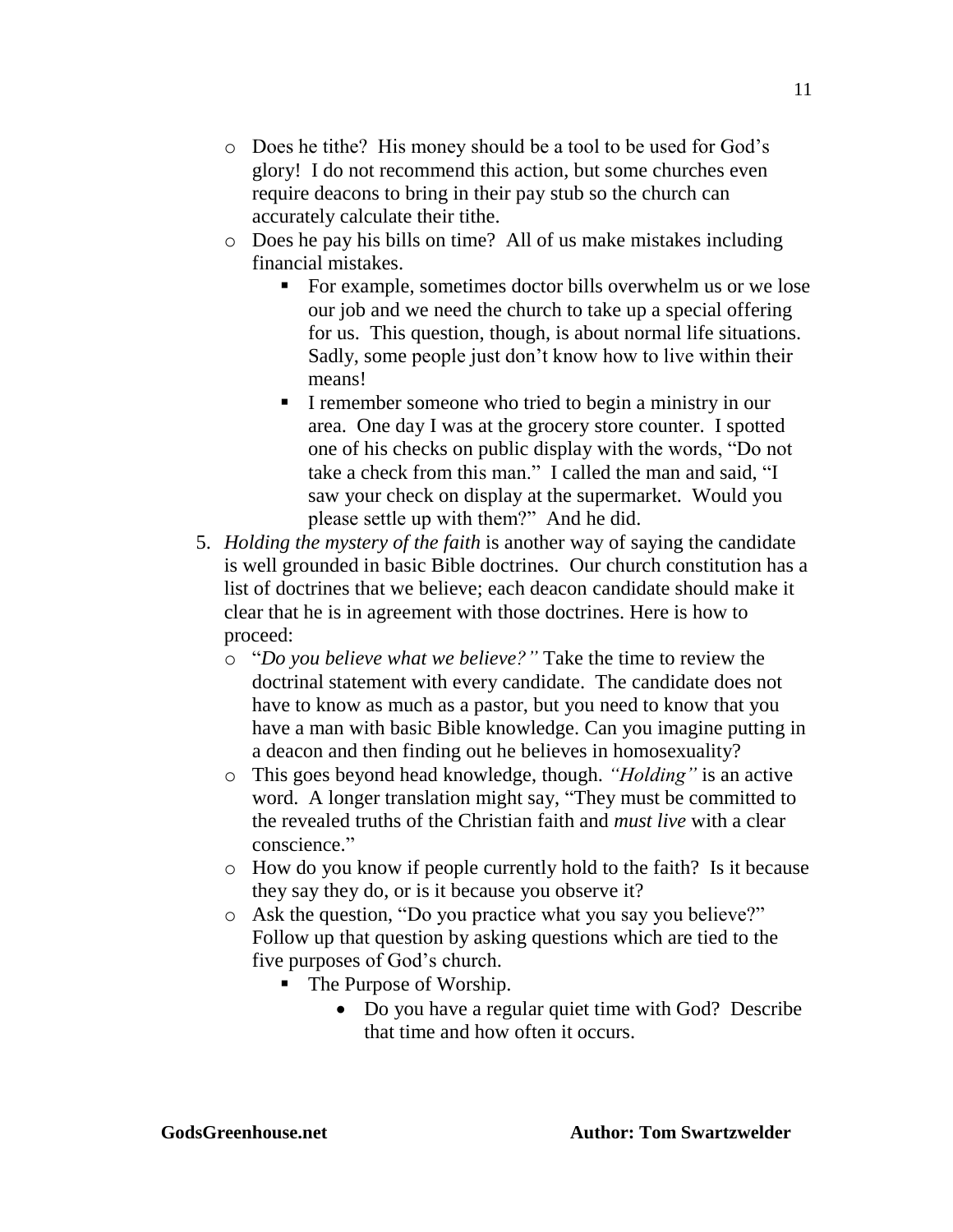- Does he tithe? His money should be a tool to be used for God's glory! I do not recommend this action, but some churches even require deacons to bring in their pay stub so the church can accurately calculate their tithe.
- Does he pay his bills on time? All of us make mistakes including financial mistakes.
  - For example, sometimes doctor bills overwhelm us or we lose our job and we need the church to take up a special offering for us. This question, though, is about normal life situations. Sadly, some people just don't know how to live within their means!
  - I remember someone who tried to begin a ministry in our area. One day I was at the grocery store counter. I spotted one of his checks on public display with the words, "Do not take a check from this man." I called the man and said, "I saw your check on display at the supermarket. Would you please settle up with them?" And he did.

5. *Holding the mystery of the faith* is another way of saying the candidate is well grounded in basic Bible doctrines. Our church constitution has a list of doctrines that we believe; each deacon candidate should make it clear that he is in agreement with those doctrines. Here is how to proceed:
   - "*Do you believe what we believe?"* Take the time to review the doctrinal statement with every candidate. The candidate does not have to know as much as a pastor, but you need to know that you have a man with basic Bible knowledge. Can you imagine putting in a deacon and then finding out he believes in homosexuality?
   - This goes beyond head knowledge, though. *"Holding"* is an active word. A longer translation might say, "They must be committed to the revealed truths of the Christian faith and *must live* with a clear conscience."
   - How do you know if people currently hold to the faith? Is it because they say they do, or is it because you observe it?
   - Ask the question, "Do you practice what you say you believe?" Follow up that question by asking questions which are tied to the five purposes of God's church.
     - The Purpose of Worship.
       - Do you have a regular quiet time with God? Describe that time and how often it occurs.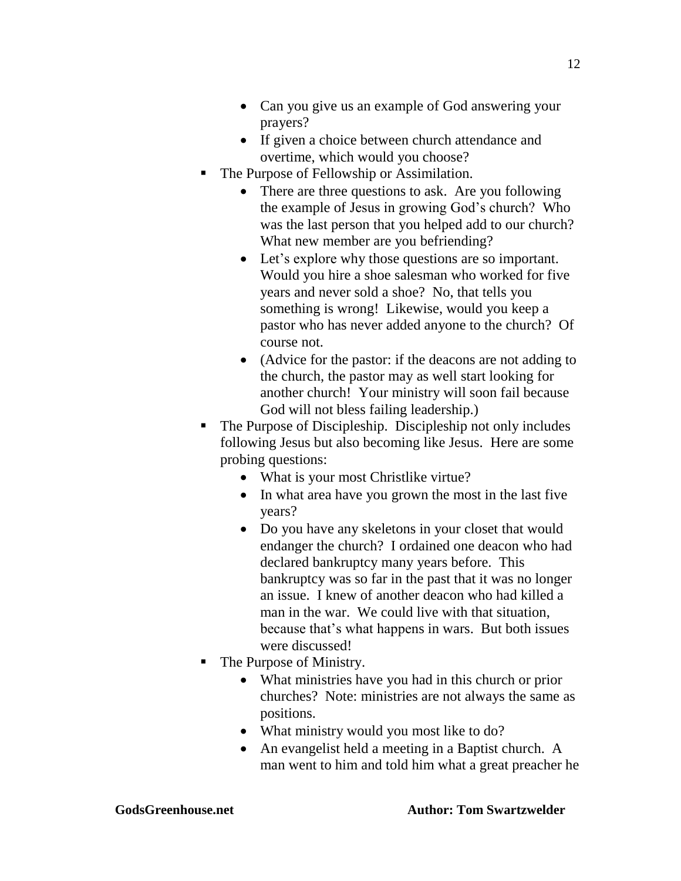- Can you give us an example of God answering your prayers?
    - If given a choice between church attendance and overtime, which would you choose?
- The Purpose of Fellowship or Assimilation.
    - There are three questions to ask. Are you following the example of Jesus in growing God's church? Who was the last person that you helped add to our church? What new member are you befriending?
    - Let's explore why those questions are so important. Would you hire a shoe salesman who worked for five years and never sold a shoe? No, that tells you something is wrong! Likewise, would you keep a pastor who has never added anyone to the church? Of course not.
    - (Advice for the pastor: if the deacons are not adding to the church, the pastor may as well start looking for another church! Your ministry will soon fail because God will not bless failing leadership.)
- The Purpose of Discipleship. Discipleship not only includes following Jesus but also becoming like Jesus. Here are some probing questions:
    - What is your most Christlike virtue?
    - In what area have you grown the most in the last five years?
    - Do you have any skeletons in your closet that would endanger the church? I ordained one deacon who had declared bankruptcy many years before. This bankruptcy was so far in the past that it was no longer an issue. I knew of another deacon who had killed a man in the war. We could live with that situation, because that's what happens in wars. But both issues were discussed!
- The Purpose of Ministry.
    - What ministries have you had in this church or prior churches? Note: ministries are not always the same as positions.
    - What ministry would you most like to do?
    - An evangelist held a meeting in a Baptist church. A man went to him and told him what a great preacher he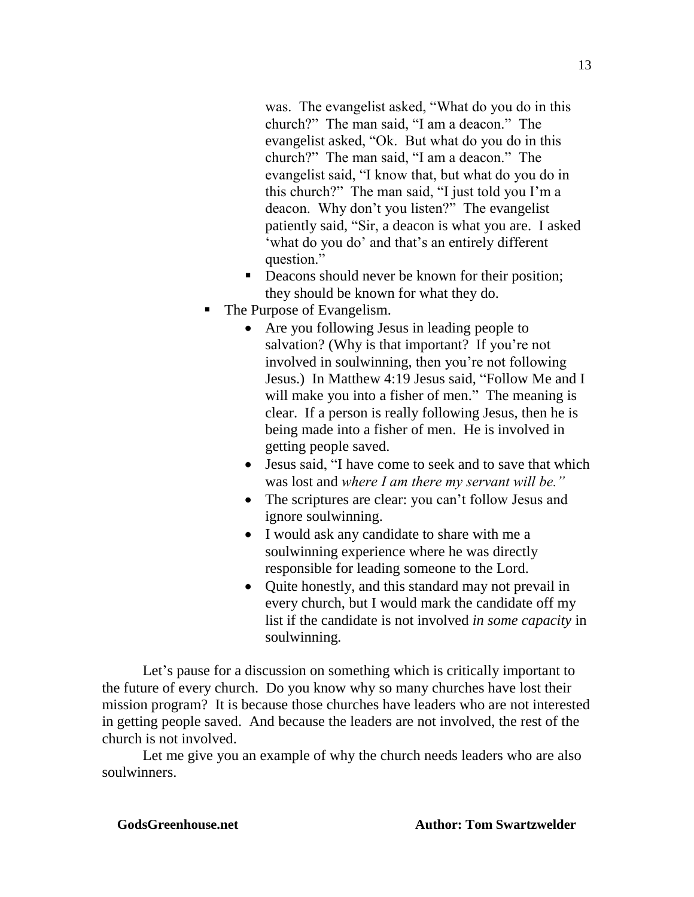was. The evangelist asked, "What do you do in this church?" The man said, "I am a deacon." The evangelist asked, "Ok. But what do you do in this church?" The man said, "I am a deacon." The evangelist said, "I know that, but what do you do in this church?" The man said, "I just told you I'm a deacon. Why don't you listen?" The evangelist patiently said, "Sir, a deacon is what you are. I asked 'what do you do' and that's an entirely different question."

    - Deacons should never be known for their position; they should be known for what they do.

- The Purpose of Evangelism.
    - Are you following Jesus in leading people to salvation? (Why is that important? If you're not involved in soulwinning, then you're not following Jesus.) In Matthew 4:19 Jesus said, "Follow Me and I will make you into a fisher of men." The meaning is clear. If a person is really following Jesus, then he is being made into a fisher of men. He is involved in getting people saved.
    - Jesus said, "I have come to seek and to save that which was lost and *where I am there my servant will be."*
    - The scriptures are clear: you can't follow Jesus and ignore soulwinning.
    - I would ask any candidate to share with me a soulwinning experience where he was directly responsible for leading someone to the Lord.
    - Quite honestly, and this standard may not prevail in every church, but I would mark the candidate off my list if the candidate is not involved *in some capacity* in soulwinning.

Let's pause for a discussion on something which is critically important to the future of every church. Do you know why so many churches have lost their mission program? It is because those churches have leaders who are not interested in getting people saved. And because the leaders are not involved, the rest of the church is not involved.

Let me give you an example of why the church needs leaders who are also soulwinners.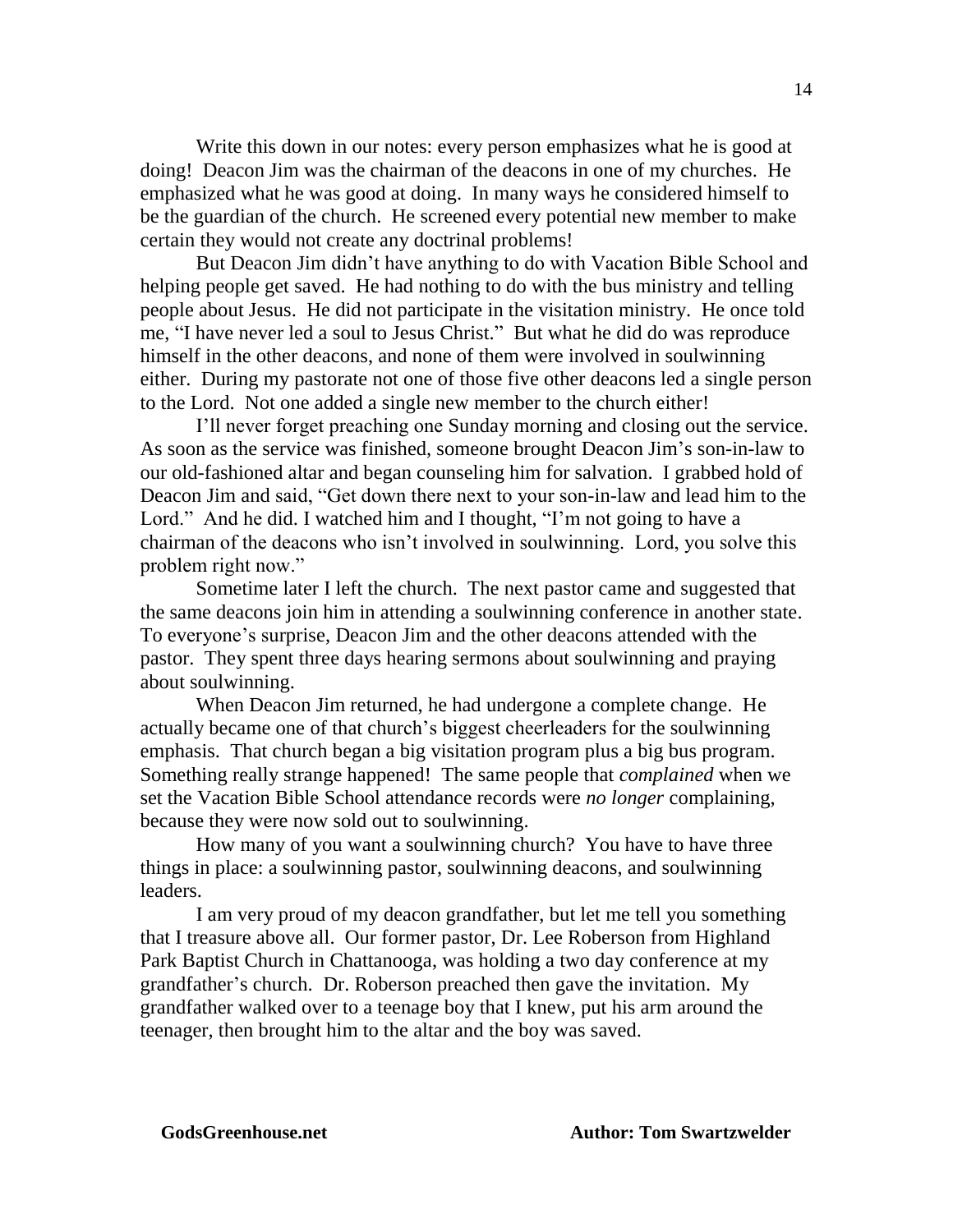Write this down in our notes: every person emphasizes what he is good at doing! Deacon Jim was the chairman of the deacons in one of my churches. He emphasized what he was good at doing. In many ways he considered himself to be the guardian of the church. He screened every potential new member to make certain they would not create any doctrinal problems!

But Deacon Jim didn't have anything to do with Vacation Bible School and helping people get saved. He had nothing to do with the bus ministry and telling people about Jesus. He did not participate in the visitation ministry. He once told me, "I have never led a soul to Jesus Christ." But what he did do was reproduce himself in the other deacons, and none of them were involved in soulwinning either. During my pastorate not one of those five other deacons led a single person to the Lord. Not one added a single new member to the church either!

I'll never forget preaching one Sunday morning and closing out the service. As soon as the service was finished, someone brought Deacon Jim's son-in-law to our old-fashioned altar and began counseling him for salvation. I grabbed hold of Deacon Jim and said, "Get down there next to your son-in-law and lead him to the Lord." And he did. I watched him and I thought, "I'm not going to have a chairman of the deacons who isn't involved in soulwinning. Lord, you solve this problem right now."

Sometime later I left the church. The next pastor came and suggested that the same deacons join him in attending a soulwinning conference in another state. To everyone's surprise, Deacon Jim and the other deacons attended with the pastor. They spent three days hearing sermons about soulwinning and praying about soulwinning.

When Deacon Jim returned, he had undergone a complete change. He actually became one of that church's biggest cheerleaders for the soulwinning emphasis. That church began a big visitation program plus a big bus program. Something really strange happened! The same people that *complained* when we set the Vacation Bible School attendance records were *no longer* complaining, because they were now sold out to soulwinning.

How many of you want a soulwinning church? You have to have three things in place: a soulwinning pastor, soulwinning deacons, and soulwinning leaders.

I am very proud of my deacon grandfather, but let me tell you something that I treasure above all. Our former pastor, Dr. Lee Roberson from Highland Park Baptist Church in Chattanooga, was holding a two day conference at my grandfather's church. Dr. Roberson preached then gave the invitation. My grandfather walked over to a teenage boy that I knew, put his arm around the teenager, then brought him to the altar and the boy was saved.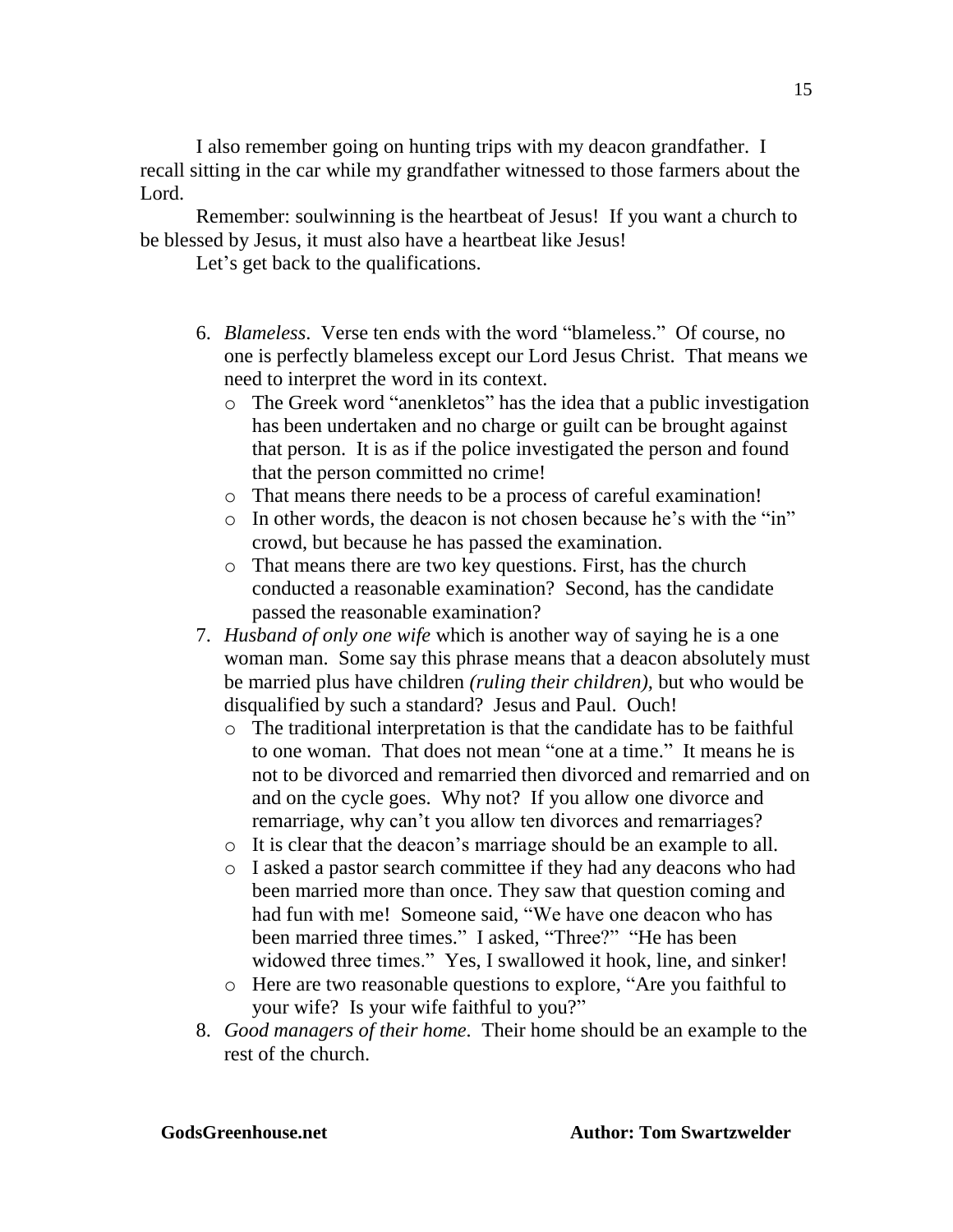I also remember going on hunting trips with my deacon grandfather. I recall sitting in the car while my grandfather witnessed to those farmers about the Lord.

Remember: soulwinning is the heartbeat of Jesus! If you want a church to be blessed by Jesus, it must also have a heartbeat like Jesus!

Let's get back to the qualifications.

6. *Blameless*. Verse ten ends with the word "blameless." Of course, no one is perfectly blameless except our Lord Jesus Christ. That means we need to interpret the word in its context.
   - The Greek word "anenkletos" has the idea that a public investigation has been undertaken and no charge or guilt can be brought against that person. It is as if the police investigated the person and found that the person committed no crime!
   - That means there needs to be a process of careful examination!
   - In other words, the deacon is not chosen because he's with the "in" crowd, but because he has passed the examination.
   - That means there are two key questions. First, has the church conducted a reasonable examination? Second, has the candidate passed the reasonable examination?
7. *Husband of only one wife* which is another way of saying he is a one woman man. Some say this phrase means that a deacon absolutely must be married plus have children *(ruling their children)*, but who would be disqualified by such a standard? Jesus and Paul. Ouch!
   - The traditional interpretation is that the candidate has to be faithful to one woman. That does not mean "one at a time." It means he is not to be divorced and remarried then divorced and remarried and on and on the cycle goes. Why not? If you allow one divorce and remarriage, why can't you allow ten divorces and remarriages?
   - It is clear that the deacon's marriage should be an example to all.
   - I asked a pastor search committee if they had any deacons who had been married more than once. They saw that question coming and had fun with me! Someone said, "We have one deacon who has been married three times." I asked, "Three?" "He has been widowed three times." Yes, I swallowed it hook, line, and sinker!
   - Here are two reasonable questions to explore, "Are you faithful to your wife? Is your wife faithful to you?"
8. *Good managers of their home*. Their home should be an example to the rest of the church.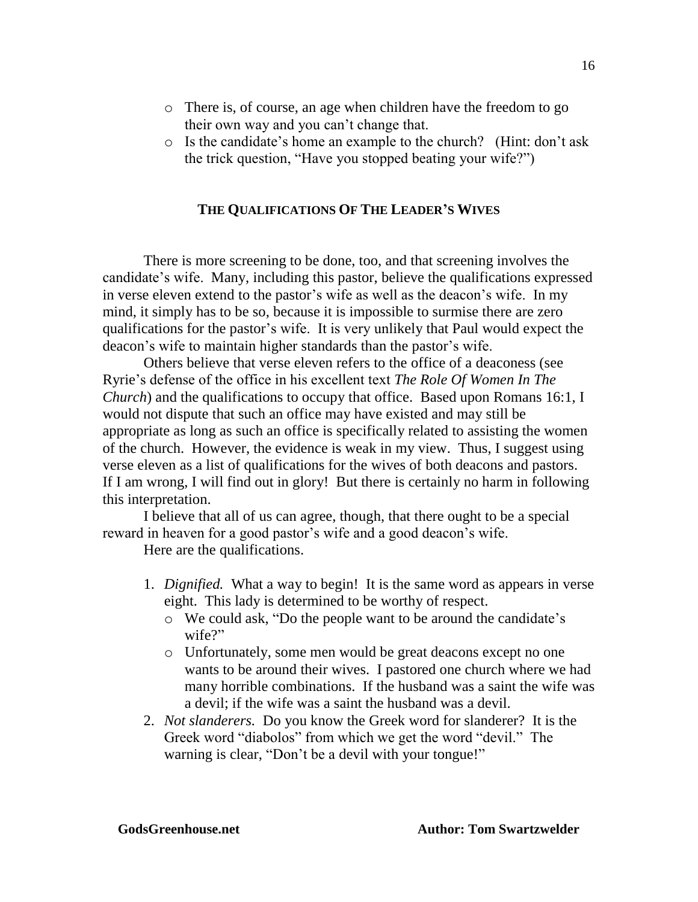- There is, of course, an age when children have the freedom to go their own way and you can't change that.
  - Is the candidate's home an example to the church? (Hint: don't ask the trick question, "Have you stopped beating your wife?")

## THE QUALIFICATIONS OF THE LEADER'S WIVES

There is more screening to be done, too, and that screening involves the candidate's wife. Many, including this pastor, believe the qualifications expressed in verse eleven extend to the pastor's wife as well as the deacon's wife. In my mind, it simply has to be so, because it is impossible to surmise there are zero qualifications for the pastor's wife. It is very unlikely that Paul would expect the deacon's wife to maintain higher standards than the pastor's wife.

Others believe that verse eleven refers to the office of a deaconess (see Ryrie's defense of the office in his excellent text *The Role Of Women In The Church*) and the qualifications to occupy that office. Based upon Romans 16:1, I would not dispute that such an office may have existed and may still be appropriate as long as such an office is specifically related to assisting the women of the church. However, the evidence is weak in my view. Thus, I suggest using verse eleven as a list of qualifications for the wives of both deacons and pastors. If I am wrong, I will find out in glory! But there is certainly no harm in following this interpretation.

I believe that all of us can agree, though, that there ought to be a special reward in heaven for a good pastor's wife and a good deacon's wife.

Here are the qualifications.

1. *Dignified.* What a way to begin! It is the same word as appears in verse eight. This lady is determined to be worthy of respect.
   - We could ask, "Do the people want to be around the candidate's wife?"
   - Unfortunately, some men would be great deacons except no one wants to be around their wives. I pastored one church where we had many horrible combinations. If the husband was a saint the wife was a devil; if the wife was a saint the husband was a devil.
2. *Not slanderers.* Do you know the Greek word for slanderer? It is the Greek word "diabolos" from which we get the word "devil." The warning is clear, "Don't be a devil with your tongue!"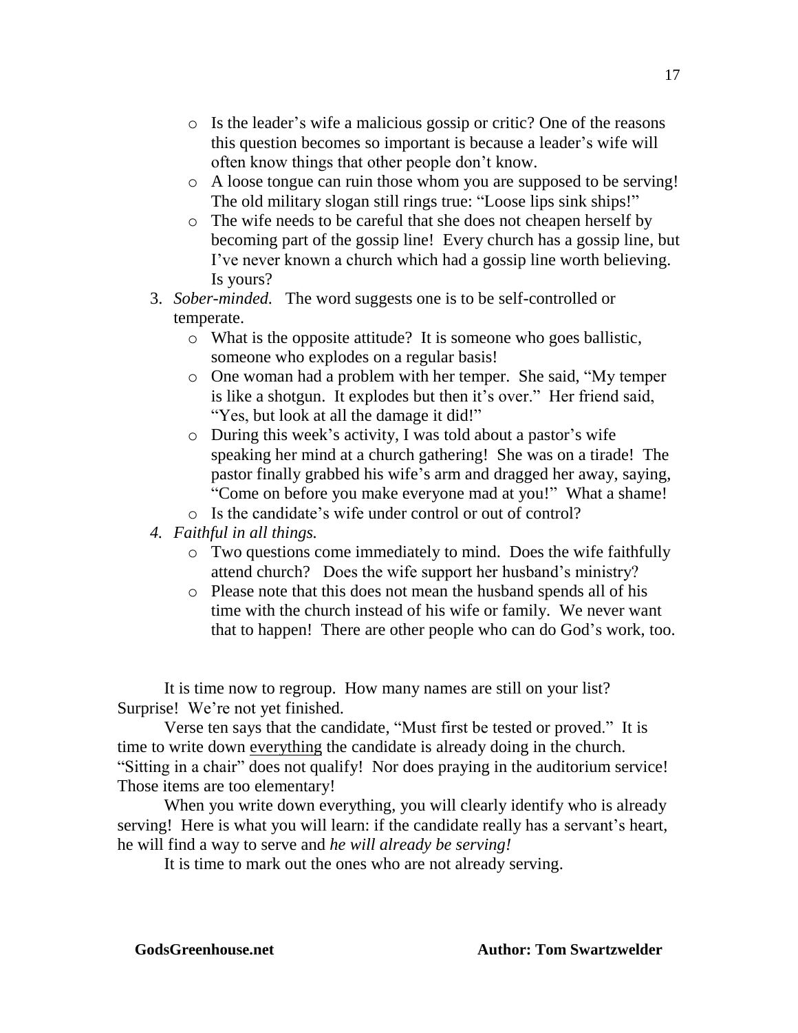- Is the leader's wife a malicious gossip or critic? One of the reasons this question becomes so important is because a leader's wife will often know things that other people don't know.
- A loose tongue can ruin those whom you are supposed to be serving! The old military slogan still rings true: "Loose lips sink ships!"
- The wife needs to be careful that she does not cheapen herself by becoming part of the gossip line! Every church has a gossip line, but I've never known a church which had a gossip line worth believing. Is yours?

3. *Sober-minded.* The word suggests one is to be self-controlled or temperate.
    - What is the opposite attitude? It is someone who goes ballistic, someone who explodes on a regular basis!
    - One woman had a problem with her temper. She said, "My temper is like a shotgun. It explodes but then it's over." Her friend said, "Yes, but look at all the damage it did!"
    - During this week's activity, I was told about a pastor's wife speaking her mind at a church gathering! She was on a tirade! The pastor finally grabbed his wife's arm and dragged her away, saying, "Come on before you make everyone mad at you!" What a shame!
    - Is the candidate's wife under control or out of control?
4. *Faithful in all things.*
    - Two questions come immediately to mind. Does the wife faithfully attend church? Does the wife support her husband's ministry?
    - Please note that this does not mean the husband spends all of his time with the church instead of his wife or family. We never want that to happen! There are other people who can do God's work, too.

It is time now to regroup. How many names are still on your list? Surprise! We're not yet finished.

Verse ten says that the candidate, "Must first be tested or proved." It is time to write down <u>everything</u> the candidate is already doing in the church. "Sitting in a chair" does not qualify! Nor does praying in the auditorium service! Those items are too elementary!

When you write down everything, you will clearly identify who is already serving! Here is what you will learn: if the candidate really has a servant's heart, he will find a way to serve and *he will already be serving!*

It is time to mark out the ones who are not already serving.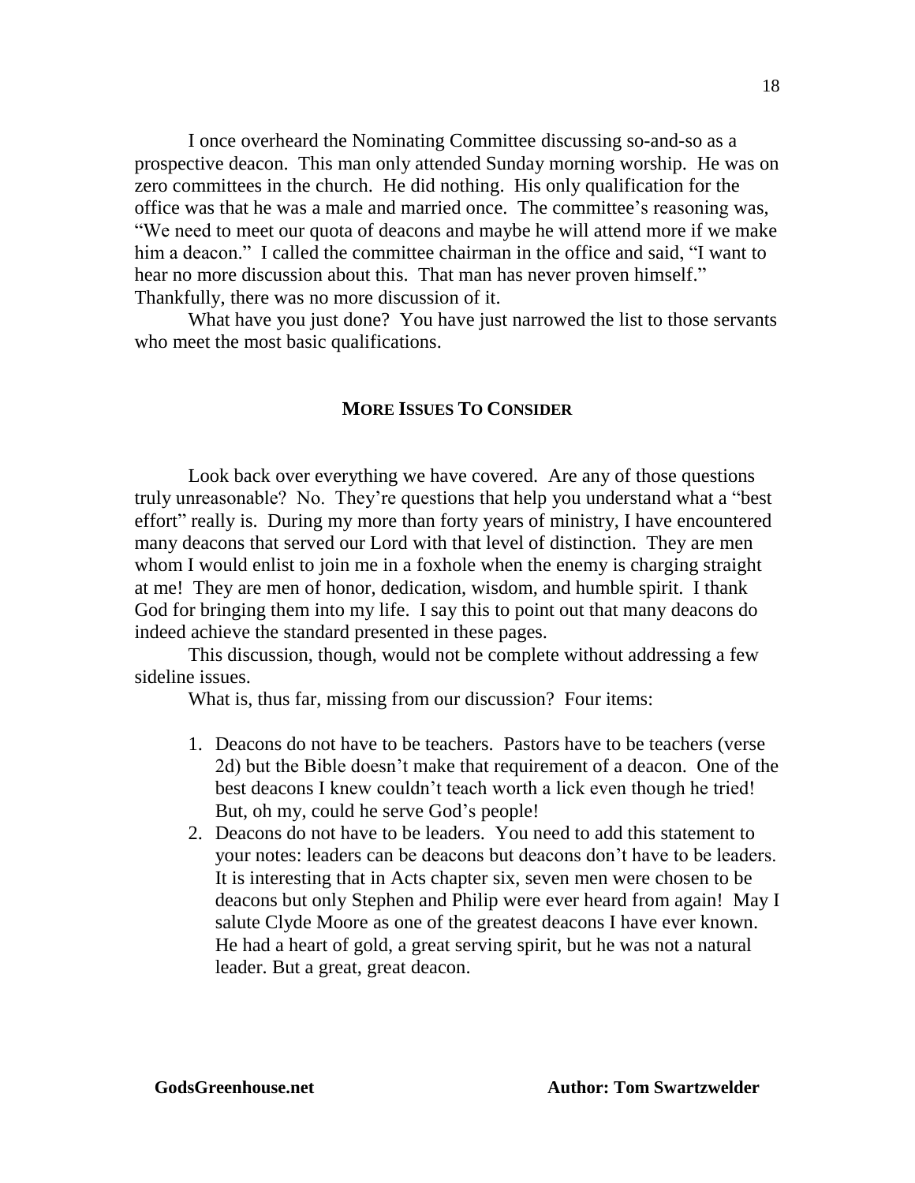I once overheard the Nominating Committee discussing so-and-so as a prospective deacon. This man only attended Sunday morning worship. He was on zero committees in the church. He did nothing. His only qualification for the office was that he was a male and married once. The committee's reasoning was, "We need to meet our quota of deacons and maybe he will attend more if we make him a deacon." I called the committee chairman in the office and said, "I want to hear no more discussion about this. That man has never proven himself." Thankfully, there was no more discussion of it.

What have you just done? You have just narrowed the list to those servants who meet the most basic qualifications.

## MORE ISSUES TO CONSIDER

Look back over everything we have covered. Are any of those questions truly unreasonable? No. They're questions that help you understand what a "best effort" really is. During my more than forty years of ministry, I have encountered many deacons that served our Lord with that level of distinction. They are men whom I would enlist to join me in a foxhole when the enemy is charging straight at me! They are men of honor, dedication, wisdom, and humble spirit. I thank God for bringing them into my life. I say this to point out that many deacons do indeed achieve the standard presented in these pages.

This discussion, though, would not be complete without addressing a few sideline issues.

What is, thus far, missing from our discussion? Four items:

1. Deacons do not have to be teachers. Pastors have to be teachers (verse 2d) but the Bible doesn't make that requirement of a deacon. One of the best deacons I knew couldn't teach worth a lick even though he tried! But, oh my, could he serve God's people!
2. Deacons do not have to be leaders. You need to add this statement to your notes: leaders can be deacons but deacons don't have to be leaders. It is interesting that in Acts chapter six, seven men were chosen to be deacons but only Stephen and Philip were ever heard from again! May I salute Clyde Moore as one of the greatest deacons I have ever known. He had a heart of gold, a great serving spirit, but he was not a natural leader. But a great, great deacon.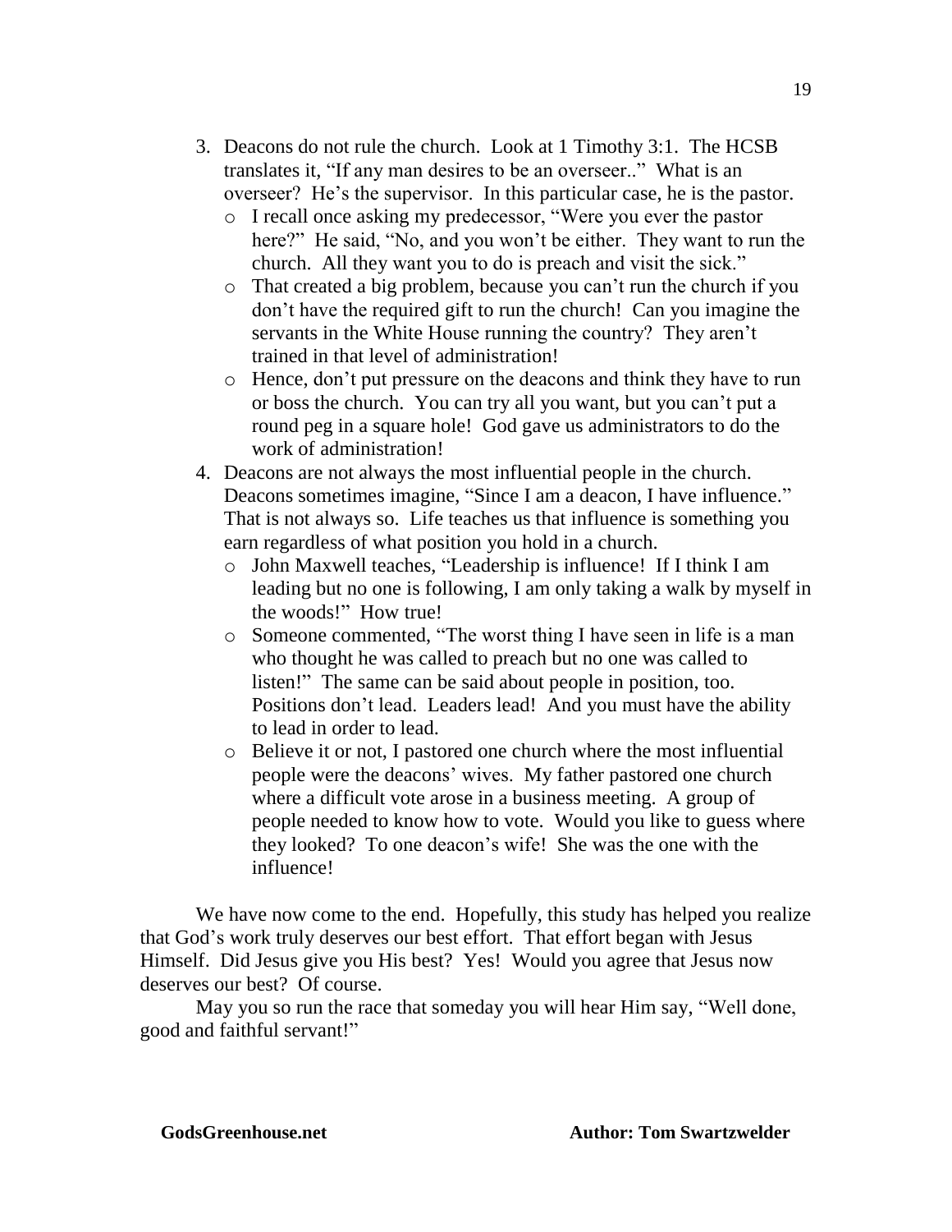3. Deacons do not rule the church. Look at 1 Timothy 3:1. The HCSB translates it, "If any man desires to be an overseer.." What is an overseer? He's the supervisor. In this particular case, he is the pastor.
   - I recall once asking my predecessor, "Were you ever the pastor here?" He said, "No, and you won't be either. They want to run the church. All they want you to do is preach and visit the sick."
   - That created a big problem, because you can't run the church if you don't have the required gift to run the church! Can you imagine the servants in the White House running the country? They aren't trained in that level of administration!
   - Hence, don't put pressure on the deacons and think they have to run or boss the church. You can try all you want, but you can't put a round peg in a square hole! God gave us administrators to do the work of administration!
4. Deacons are not always the most influential people in the church. Deacons sometimes imagine, "Since I am a deacon, I have influence." That is not always so. Life teaches us that influence is something you earn regardless of what position you hold in a church.
   - John Maxwell teaches, "Leadership is influence! If I think I am leading but no one is following, I am only taking a walk by myself in the woods!" How true!
   - Someone commented, "The worst thing I have seen in life is a man who thought he was called to preach but no one was called to listen!" The same can be said about people in position, too. Positions don't lead. Leaders lead! And you must have the ability to lead in order to lead.
   - Believe it or not, I pastored one church where the most influential people were the deacons' wives. My father pastored one church where a difficult vote arose in a business meeting. A group of people needed to know how to vote. Would you like to guess where they looked? To one deacon's wife! She was the one with the influence!

We have now come to the end. Hopefully, this study has helped you realize that God's work truly deserves our best effort. That effort began with Jesus Himself. Did Jesus give you His best? Yes! Would you agree that Jesus now deserves our best? Of course.

May you so run the race that someday you will hear Him say, "Well done, good and faithful servant!"